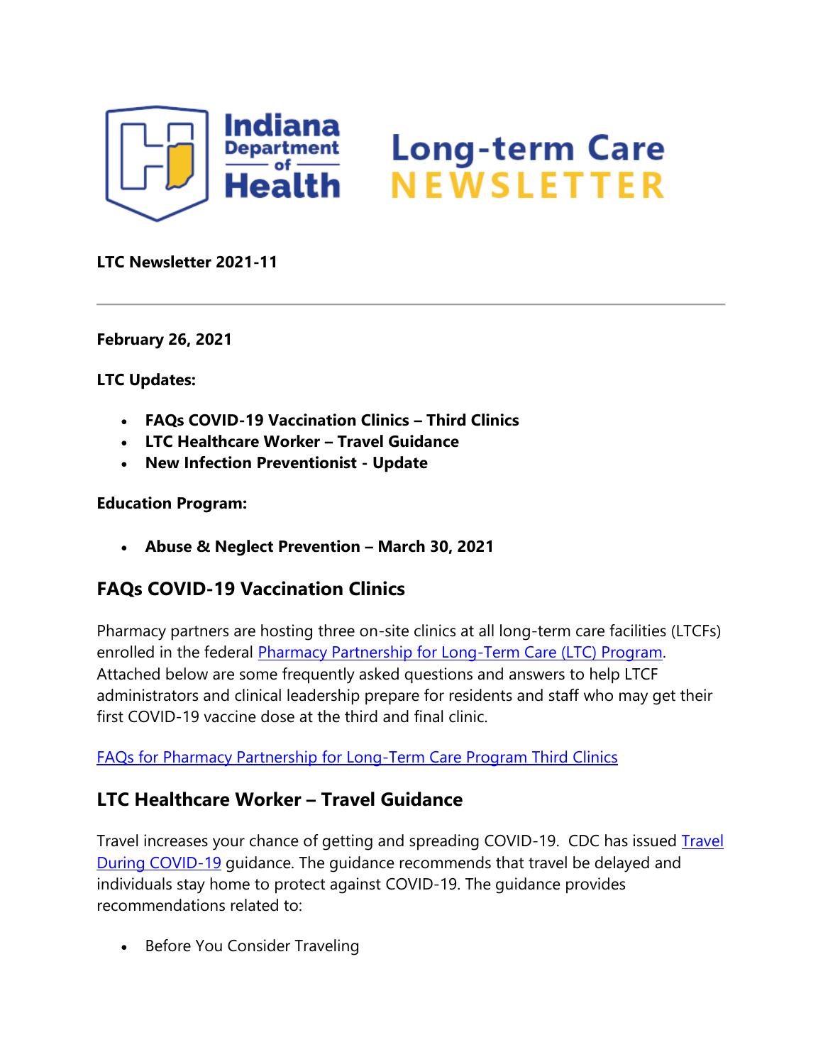# Indiana Department of Health Long-term Care NEWSLETTER

**LTC Newsletter 2021-11**

---

**February 26, 2021**

**LTC Updates:**

- **FAQs COVID-19 Vaccination Clinics – Third Clinics**
- **LTC Healthcare Worker – Travel Guidance**
- **New Infection Preventionist - Update**

**Education Program:**

- **Abuse & Neglect Prevention – March 30, 2021**

## FAQs COVID-19 Vaccination Clinics

Pharmacy partners are hosting three on-site clinics at all long-term care facilities (LTCFs) enrolled in the federal Pharmacy Partnership for Long-Term Care (LTC) Program. Attached below are some frequently asked questions and answers to help LTCF administrators and clinical leadership prepare for residents and staff who may get their first COVID-19 vaccine dose at the third and final clinic.

FAQs for Pharmacy Partnership for Long-Term Care Program Third Clinics

## LTC Healthcare Worker – Travel Guidance

Travel increases your chance of getting and spreading COVID-19. CDC has issued Travel During COVID-19 guidance. The guidance recommends that travel be delayed and individuals stay home to protect against COVID-19. The guidance provides recommendations related to:

- Before You Consider Traveling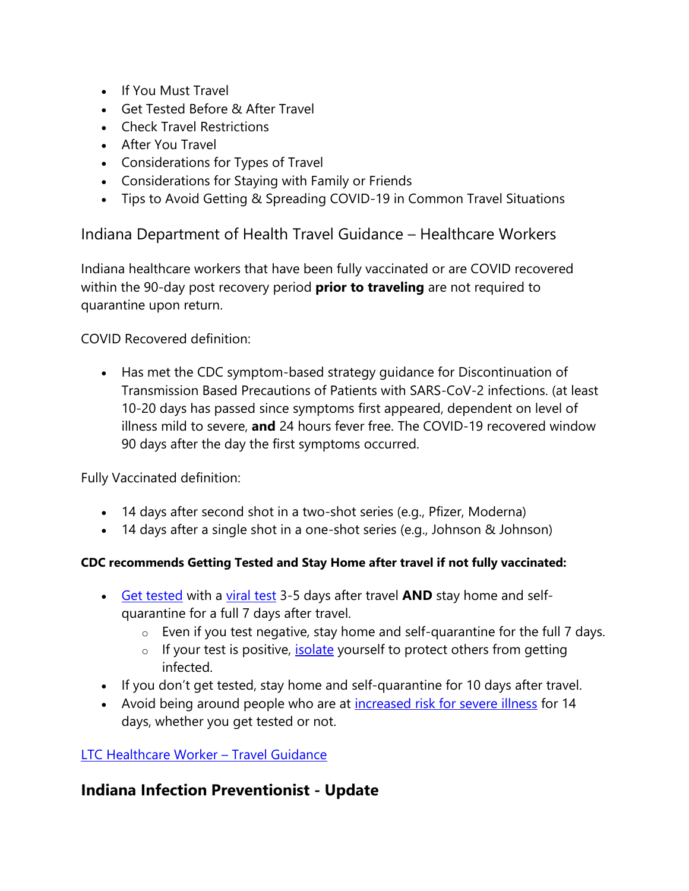- If You Must Travel
- Get Tested Before & After Travel
- Check Travel Restrictions
- After You Travel
- Considerations for Types of Travel
- Considerations for Staying with Family or Friends
- Tips to Avoid Getting & Spreading COVID-19 in Common Travel Situations

## Indiana Department of Health Travel Guidance – Healthcare Workers

Indiana healthcare workers that have been fully vaccinated or are COVID recovered within the 90-day post recovery period **prior to traveling** are not required to quarantine upon return.

COVID Recovered definition:

- Has met the CDC symptom-based strategy guidance for Discontinuation of Transmission Based Precautions of Patients with SARS-CoV-2 infections. (at least 10-20 days has passed since symptoms first appeared, dependent on level of illness mild to severe, **and** 24 hours fever free. The COVID-19 recovered window 90 days after the day the first symptoms occurred.

Fully Vaccinated definition:

- 14 days after second shot in a two-shot series (e.g., Pfizer, Moderna)
- 14 days after a single shot in a one-shot series (e.g., Johnson & Johnson)

**CDC recommends Getting Tested and Stay Home after travel if not fully vaccinated:**

- Get tested with a viral test 3-5 days after travel **AND** stay home and self-quarantine for a full 7 days after travel.
  - Even if you test negative, stay home and self-quarantine for the full 7 days.
  - If your test is positive, isolate yourself to protect others from getting infected.
- If you don't get tested, stay home and self-quarantine for 10 days after travel.
- Avoid being around people who are at increased risk for severe illness for 14 days, whether you get tested or not.

LTC Healthcare Worker – Travel Guidance

## Indiana Infection Preventionist - Update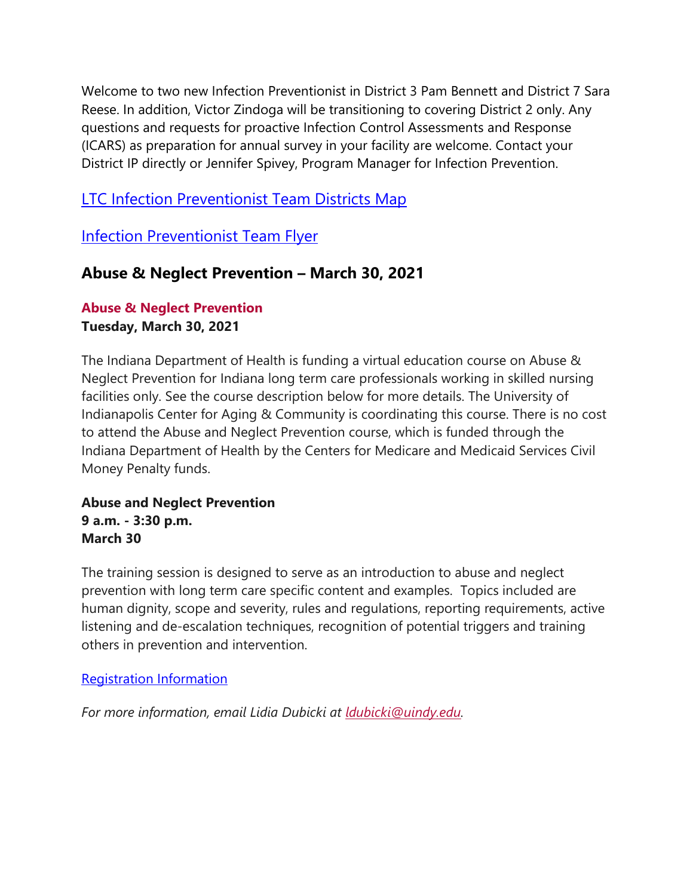Welcome to two new Infection Preventionist in District 3 Pam Bennett and District 7 Sara Reese. In addition, Victor Zindoga will be transitioning to covering District 2 only. Any questions and requests for proactive Infection Control Assessments and Response (ICARS) as preparation for annual survey in your facility are welcome. Contact your District IP directly or Jennifer Spivey, Program Manager for Infection Prevention.

LTC Infection Preventionist Team Districts Map

Infection Preventionist Team Flyer

## Abuse & Neglect Prevention – March 30, 2021

**Abuse & Neglect Prevention**
**Tuesday, March 30, 2021**

The Indiana Department of Health is funding a virtual education course on Abuse & Neglect Prevention for Indiana long term care professionals working in skilled nursing facilities only. See the course description below for more details. The University of Indianapolis Center for Aging & Community is coordinating this course. There is no cost to attend the Abuse and Neglect Prevention course, which is funded through the Indiana Department of Health by the Centers for Medicare and Medicaid Services Civil Money Penalty funds.

**Abuse and Neglect Prevention**
**9 a.m. - 3:30 p.m.**
**March 30**

The training session is designed to serve as an introduction to abuse and neglect prevention with long term care specific content and examples. Topics included are human dignity, scope and severity, rules and regulations, reporting requirements, active listening and de-escalation techniques, recognition of potential triggers and training others in prevention and intervention.

Registration Information

*For more information, email Lidia Dubicki at ldubicki@uindy.edu.*